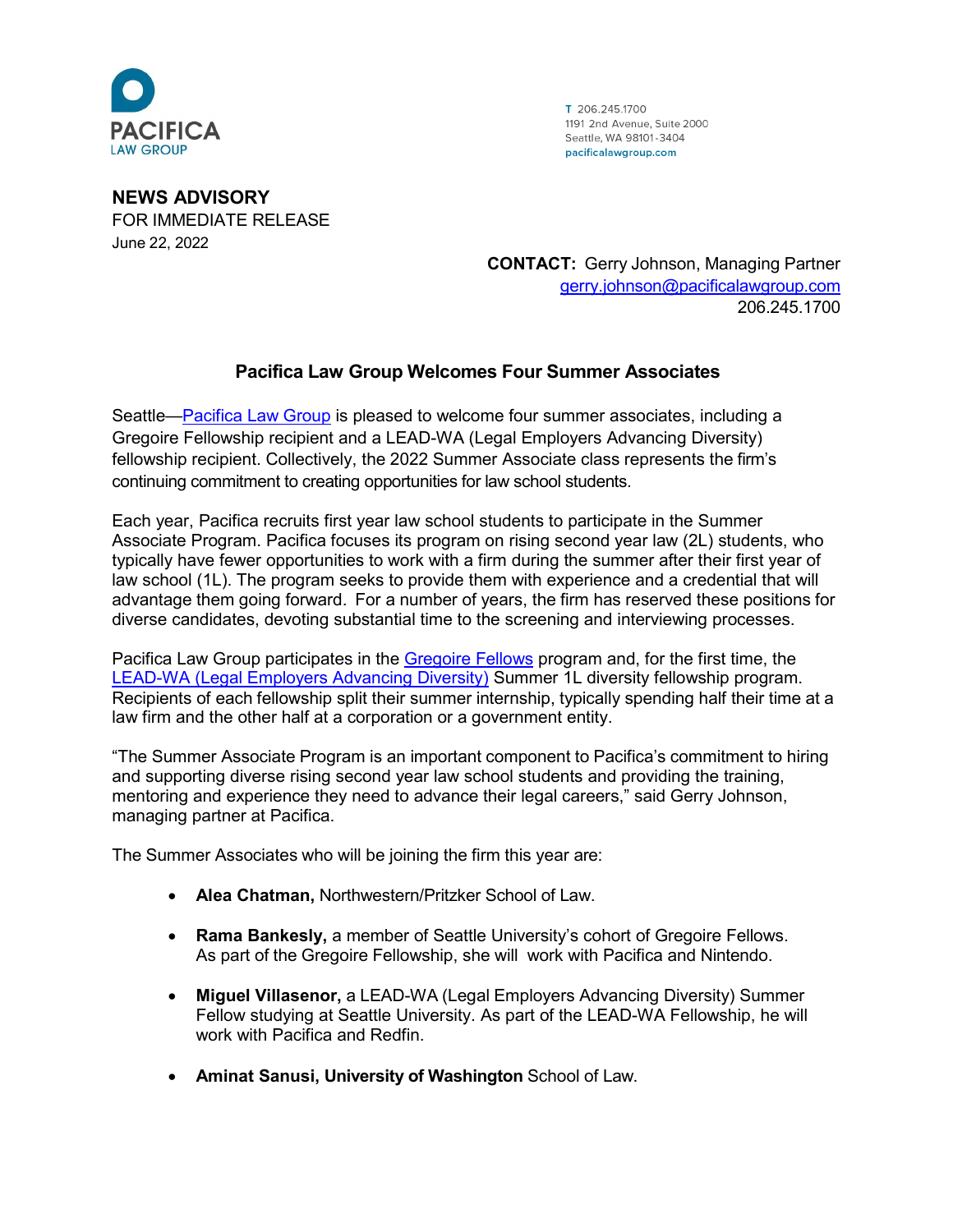PACIFICA
LAW GROUP

T 206.245.1700
1191 2nd Avenue, Suite 2000
Seattle, WA 98101-3404
pacificalawgroup.com

**NEWS ADVISORY**
FOR IMMEDIATE RELEASE
June 22, 2022

**CONTACT:** Gerry Johnson, Managing Partner
gerry.johnson@pacificalawgroup.com
206.245.1700

## Pacifica Law Group Welcomes Four Summer Associates

Seattle—Pacifica Law Group is pleased to welcome four summer associates, including a Gregoire Fellowship recipient and a LEAD-WA (Legal Employers Advancing Diversity) fellowship recipient. Collectively, the 2022 Summer Associate class represents the firm's continuing commitment to creating opportunities for law school students.

Each year, Pacifica recruits first year law school students to participate in the Summer Associate Program. Pacifica focuses its program on rising second year law (2L) students, who typically have fewer opportunities to work with a firm during the summer after their first year of law school (1L). The program seeks to provide them with experience and a credential that will advantage them going forward. For a number of years, the firm has reserved these positions for diverse candidates, devoting substantial time to the screening and interviewing processes.

Pacifica Law Group participates in the Gregoire Fellows program and, for the first time, the LEAD-WA (Legal Employers Advancing Diversity) Summer 1L diversity fellowship program. Recipients of each fellowship split their summer internship, typically spending half their time at a law firm and the other half at a corporation or a government entity.

"The Summer Associate Program is an important component to Pacifica's commitment to hiring and supporting diverse rising second year law school students and providing the training, mentoring and experience they need to advance their legal careers," said Gerry Johnson, managing partner at Pacifica.

The Summer Associates who will be joining the firm this year are:

- **Alea Chatman,** Northwestern/Pritzker School of Law.
- **Rama Bankesly,** a member of Seattle University's cohort of Gregoire Fellows. As part of the Gregoire Fellowship, she will work with Pacifica and Nintendo.
- **Miguel Villasenor,** a LEAD-WA (Legal Employers Advancing Diversity) Summer Fellow studying at Seattle University. As part of the LEAD-WA Fellowship, he will work with Pacifica and Redfin.
- **Aminat Sanusi, University of Washington** School of Law.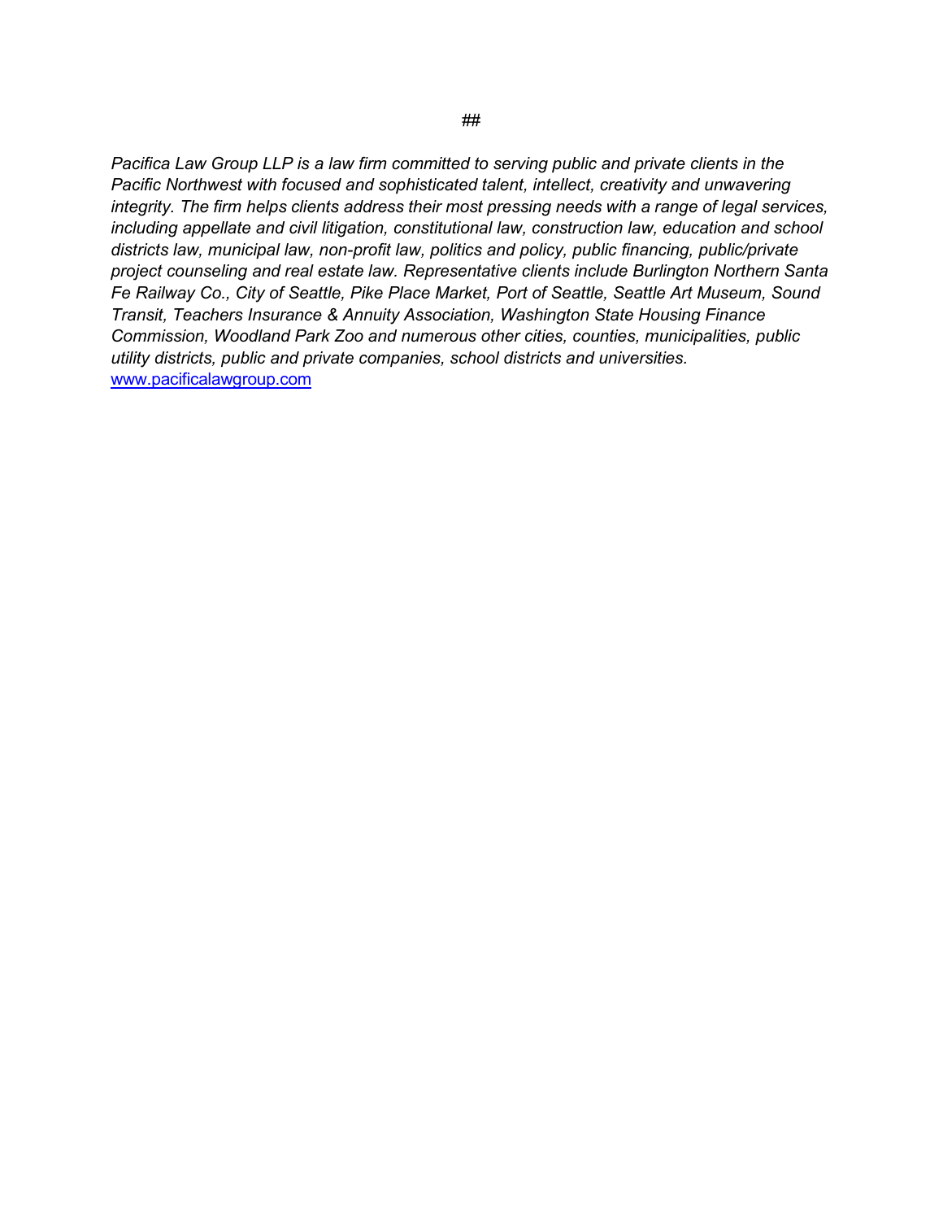##

*Pacifica Law Group LLP is a law firm committed to serving public and private clients in the Pacific Northwest with focused and sophisticated talent, intellect, creativity and unwavering integrity. The firm helps clients address their most pressing needs with a range of legal services, including appellate and civil litigation, constitutional law, construction law, education and school districts law, municipal law, non-profit law, politics and policy, public financing, public/private project counseling and real estate law. Representative clients include Burlington Northern Santa Fe Railway Co., City of Seattle, Pike Place Market, Port of Seattle, Seattle Art Museum, Sound Transit, Teachers Insurance & Annuity Association, Washington State Housing Finance Commission, Woodland Park Zoo and numerous other cities, counties, municipalities, public utility districts, public and private companies, school districts and universities.*
[www.pacificalawgroup.com](http://www.pacificalawgroup.com)